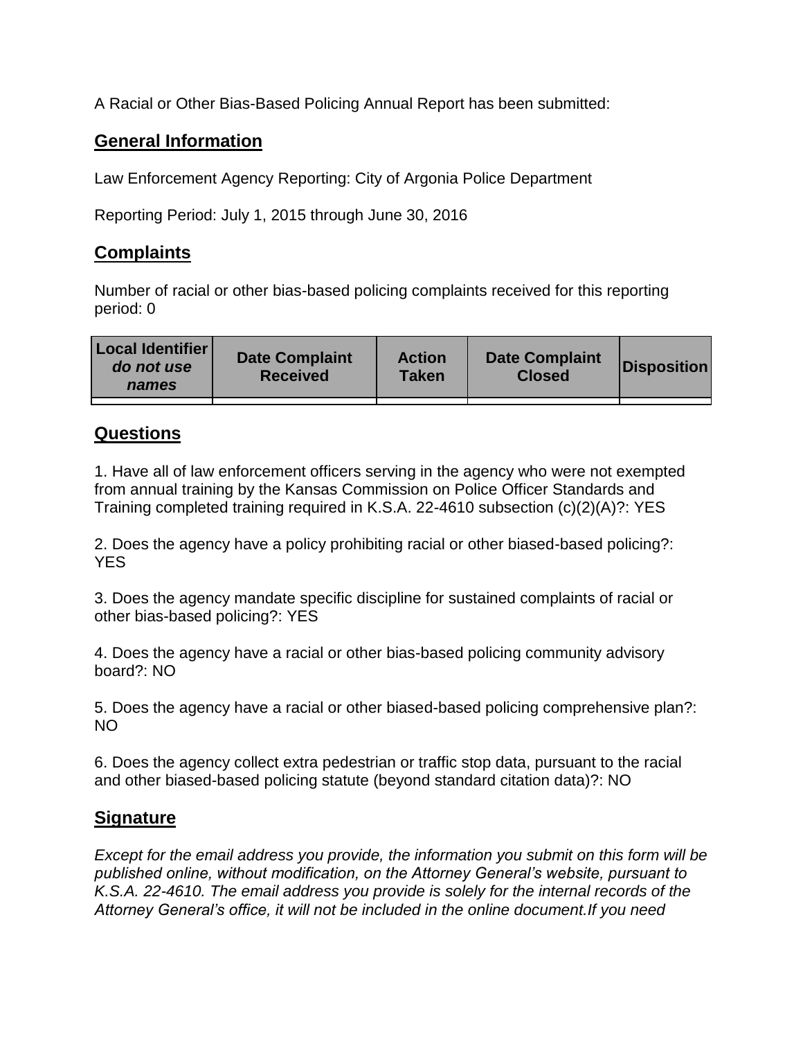A Racial or Other Bias-Based Policing Annual Report has been submitted:

## General Information

Law Enforcement Agency Reporting: City of Argonia Police Department

Reporting Period: July 1, 2015 through June 30, 2016

## Complaints

Number of racial or other bias-based policing complaints received for this reporting period: 0

| Local Identifier *do not use names* | Date Complaint Received | Action Taken | Date Complaint Closed | Disposition |
|---|---|---|---|---|
| | | | | |

## Questions

1. Have all of law enforcement officers serving in the agency who were not exempted from annual training by the Kansas Commission on Police Officer Standards and Training completed training required in K.S.A. 22-4610 subsection (c)(2)(A)?: YES

2. Does the agency have a policy prohibiting racial or other biased-based policing?: YES

3. Does the agency mandate specific discipline for sustained complaints of racial or other bias-based policing?: YES

4. Does the agency have a racial or other bias-based policing community advisory board?: NO

5. Does the agency have a racial or other biased-based policing comprehensive plan?: NO

6. Does the agency collect extra pedestrian or traffic stop data, pursuant to the racial and other biased-based policing statute (beyond standard citation data)?: NO

## Signature

*Except for the email address you provide, the information you submit on this form will be published online, without modification, on the Attorney General's website, pursuant to K.S.A. 22-4610. The email address you provide is solely for the internal records of the Attorney General's office, it will not be included in the online document.If you need*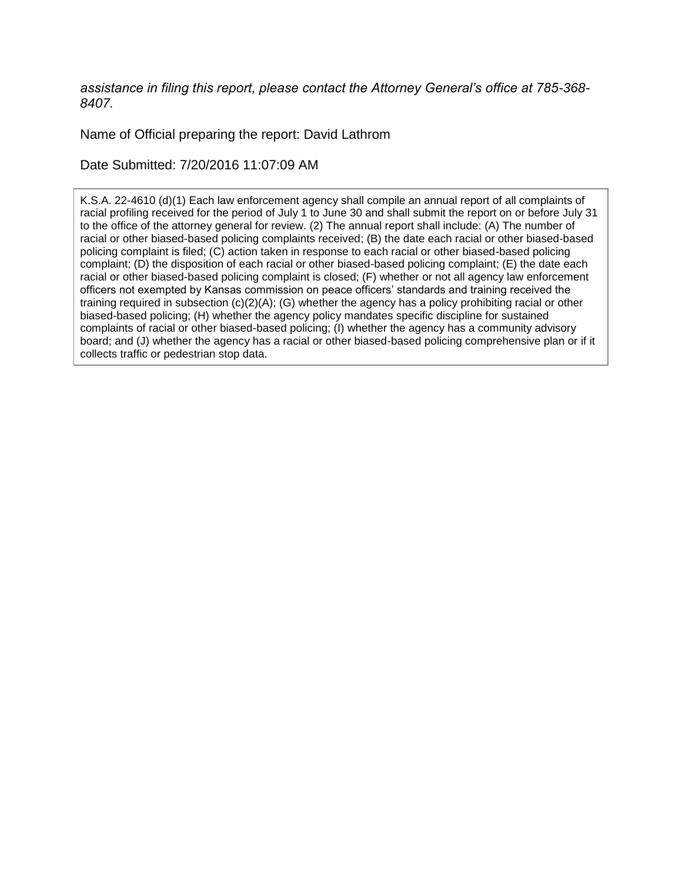*assistance in filing this report, please contact the Attorney General's office at 785-368-8407.*

Name of Official preparing the report: David Lathrom

Date Submitted: 7/20/2016 11:07:09 AM

K.S.A. 22-4610 (d)(1) Each law enforcement agency shall compile an annual report of all complaints of racial profiling received for the period of July 1 to June 30 and shall submit the report on or before July 31 to the office of the attorney general for review. (2) The annual report shall include: (A) The number of racial or other biased-based policing complaints received; (B) the date each racial or other biased-based policing complaint is filed; (C) action taken in response to each racial or other biased-based policing complaint; (D) the disposition of each racial or other biased-based policing complaint; (E) the date each racial or other biased-based policing complaint is closed; (F) whether or not all agency law enforcement officers not exempted by Kansas commission on peace officers' standards and training received the training required in subsection (c)(2)(A); (G) whether the agency has a policy prohibiting racial or other biased-based policing; (H) whether the agency policy mandates specific discipline for sustained complaints of racial or other biased-based policing; (I) whether the agency has a community advisory board; and (J) whether the agency has a racial or other biased-based policing comprehensive plan or if it collects traffic or pedestrian stop data.